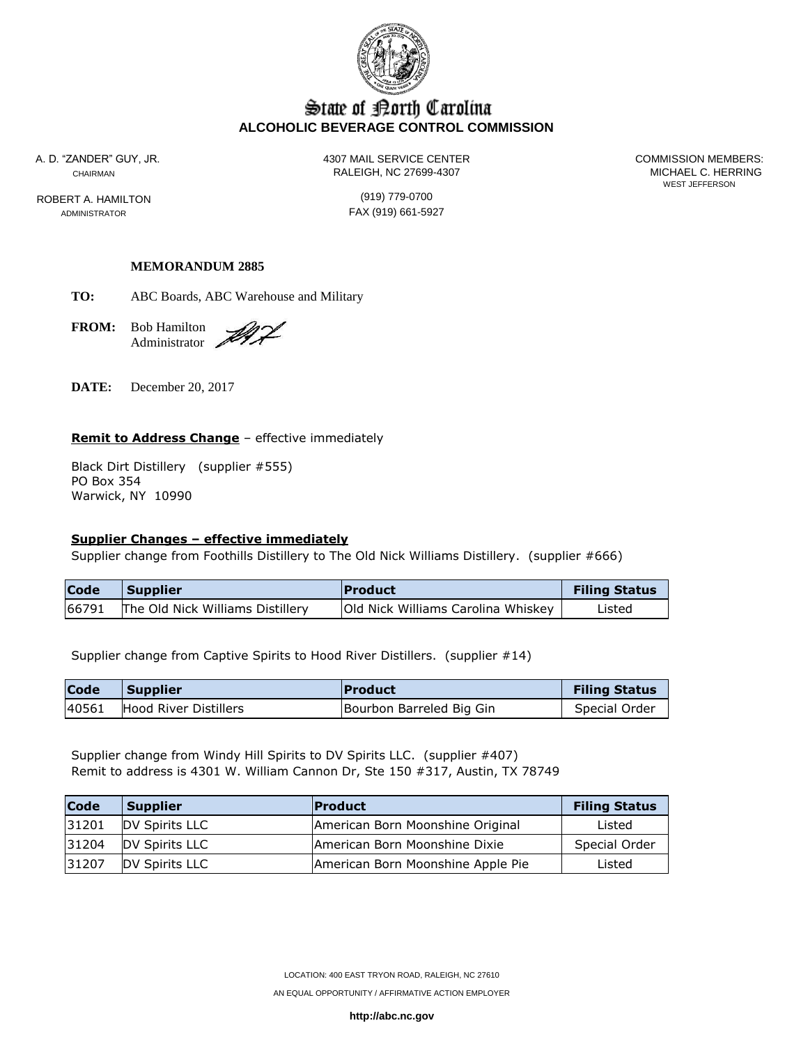# State of North Carolina
## ALCOHOLIC BEVERAGE CONTROL COMMISSION

A. D. "ZANDER" GUY, JR.
CHAIRMAN

ROBERT A. HAMILTON
ADMINISTRATOR

4307 MAIL SERVICE CENTER
RALEIGH, NC 27699-4307

(919) 779-0700
FAX (919) 661-5927

COMMISSION MEMBERS:
MICHAEL C. HERRING
WEST JEFFERSON

**MEMORANDUM 2885**

**TO:** ABC Boards, ABC Warehouse and Military

**FROM:** Bob Hamilton
Administrator

**DATE:** December 20, 2017

**Remit to Address Change** – effective immediately

Black Dirt Distillery (supplier #555)
PO Box 354
Warwick, NY 10990

**Supplier Changes – effective immediately**

Supplier change from Foothills Distillery to The Old Nick Williams Distillery. (supplier #666)

| Code | Supplier | Product | Filing Status |
|---|---|---|---|
| 66791 | The Old Nick Williams Distillery | Old Nick Williams Carolina Whiskey | Listed |

Supplier change from Captive Spirits to Hood River Distillers. (supplier #14)

| Code | Supplier | Product | Filing Status |
|---|---|---|---|
| 40561 | Hood River Distillers | Bourbon Barreled Big Gin | Special Order |

Supplier change from Windy Hill Spirits to DV Spirits LLC. (supplier #407)
Remit to address is 4301 W. William Cannon Dr, Ste 150 #317, Austin, TX 78749

| Code | Supplier | Product | Filing Status |
|---|---|---|---|
| 31201 | DV Spirits LLC | American Born Moonshine Original | Listed |
| 31204 | DV Spirits LLC | American Born Moonshine Dixie | Special Order |
| 31207 | DV Spirits LLC | American Born Moonshine Apple Pie | Listed |

LOCATION: 400 EAST TRYON ROAD, RALEIGH, NC 27610

AN EQUAL OPPORTUNITY / AFFIRMATIVE ACTION EMPLOYER

**http://abc.nc.gov**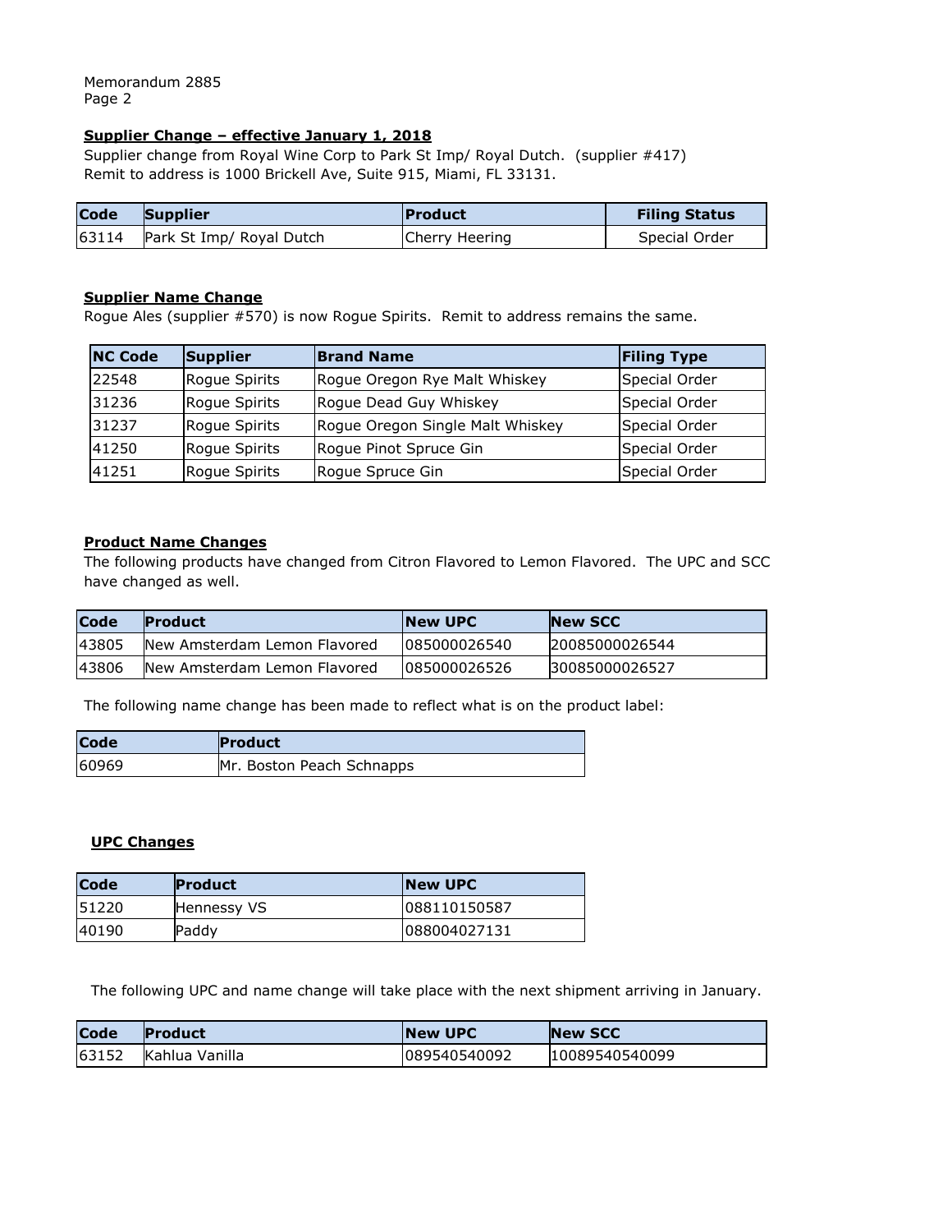Memorandum 2885

**Supplier Change – effective January 1, 2018**

Supplier change from Royal Wine Corp to Park St Imp/ Royal Dutch. (supplier #417)
Remit to address is 1000 Brickell Ave, Suite 915, Miami, FL 33131.

| Code | Supplier | Product | Filing Status |
|---|---|---|---|
| 63114 | Park St Imp/ Royal Dutch | Cherry Heering | Special Order |

**Supplier Name Change**

Rogue Ales (supplier #570) is now Rogue Spirits. Remit to address remains the same.

| NC Code | Supplier | Brand Name | Filing Type |
|---|---|---|---|
| 22548 | Rogue Spirits | Rogue Oregon Rye Malt Whiskey | Special Order |
| 31236 | Rogue Spirits | Rogue Dead Guy Whiskey | Special Order |
| 31237 | Rogue Spirits | Rogue Oregon Single Malt Whiskey | Special Order |
| 41250 | Rogue Spirits | Rogue Pinot Spruce Gin | Special Order |
| 41251 | Rogue Spirits | Rogue Spruce Gin | Special Order |

**Product Name Changes**

The following products have changed from Citron Flavored to Lemon Flavored. The UPC and SCC have changed as well.

| Code | Product | New UPC | New SCC |
|---|---|---|---|
| 43805 | New Amsterdam Lemon Flavored | 085000026540 | 20085000026544 |
| 43806 | New Amsterdam Lemon Flavored | 085000026526 | 30085000026527 |

The following name change has been made to reflect what is on the product label:

| Code | Product |
|---|---|
| 60969 | Mr. Boston Peach Schnapps |

**UPC Changes**

| Code | Product | New UPC |
|---|---|---|
| 51220 | Hennessy VS | 088110150587 |
| 40190 | Paddy | 088004027131 |

The following UPC and name change will take place with the next shipment arriving in January.

| Code | Product | New UPC | New SCC |
|---|---|---|---|
| 63152 | Kahlua Vanilla | 089540540092 | 10089540540099 |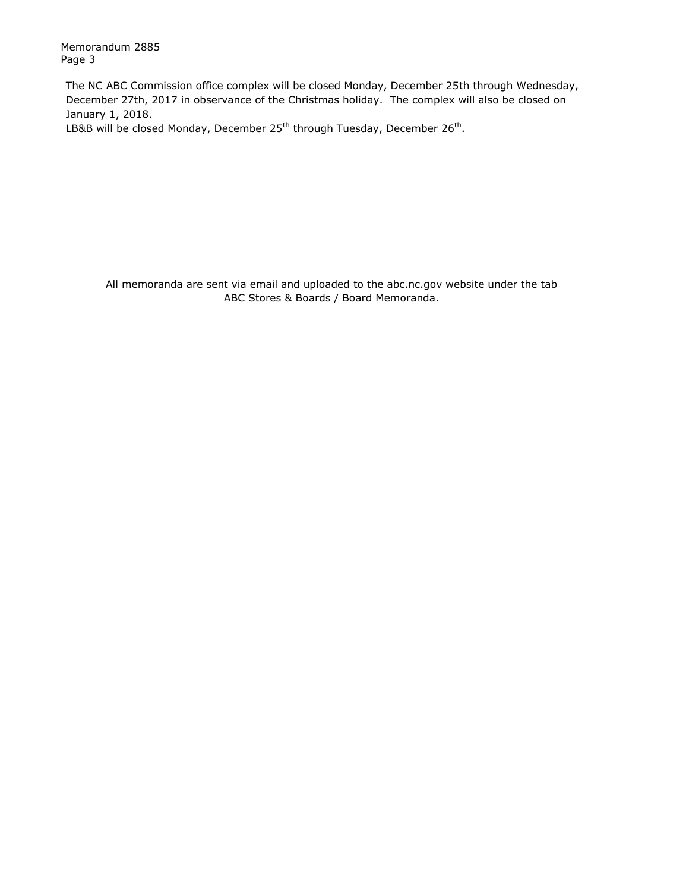The NC ABC Commission office complex will be closed Monday, December 25th through Wednesday, December 27th, 2017 in observance of the Christmas holiday. The complex will also be closed on January 1, 2018.

LB&B will be closed Monday, December 25th through Tuesday, December 26th.

All memoranda are sent via email and uploaded to the abc.nc.gov website under the tab ABC Stores & Boards / Board Memoranda.